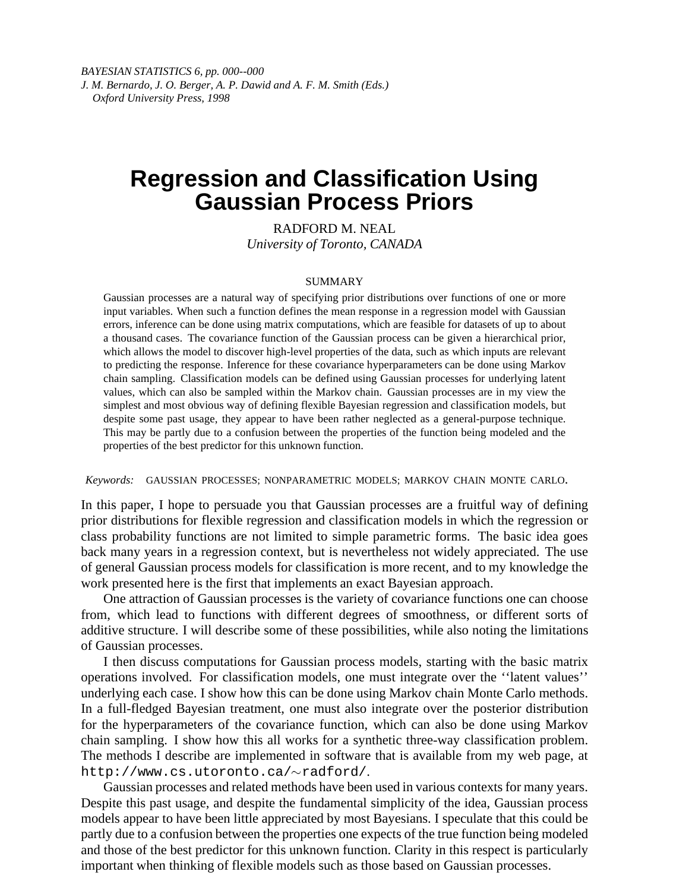*BAYESIAN STATISTICS 6, pp. 000--000*
*J. M. Bernardo, J. O. Berger, A. P. Dawid and A. F. M. Smith (Eds.)*
*Oxford University Press, 1998*

# Regression and Classification Using Gaussian Process Priors

RADFORD M. NEAL
*University of Toronto, CANADA*

SUMMARY

Gaussian processes are a natural way of specifying prior distributions over functions of one or more input variables. When such a function defines the mean response in a regression model with Gaussian errors, inference can be done using matrix computations, which are feasible for datasets of up to about a thousand cases. The covariance function of the Gaussian process can be given a hierarchical prior, which allows the model to discover high-level properties of the data, such as which inputs are relevant to predicting the response. Inference for these covariance hyperparameters can be done using Markov chain sampling. Classification models can be defined using Gaussian processes for underlying latent values, which can also be sampled within the Markov chain. Gaussian processes are in my view the simplest and most obvious way of defining flexible Bayesian regression and classification models, but despite some past usage, they appear to have been rather neglected as a general-purpose technique. This may be partly due to a confusion between the properties of the function being modeled and the properties of the best predictor for this unknown function.

*Keywords:* GAUSSIAN PROCESSES; NONPARAMETRIC MODELS; MARKOV CHAIN MONTE CARLO.

In this paper, I hope to persuade you that Gaussian processes are a fruitful way of defining prior distributions for flexible regression and classification models in which the regression or class probability functions are not limited to simple parametric forms. The basic idea goes back many years in a regression context, but is nevertheless not widely appreciated. The use of general Gaussian process models for classification is more recent, and to my knowledge the work presented here is the first that implements an exact Bayesian approach.

One attraction of Gaussian processes is the variety of covariance functions one can choose from, which lead to functions with different degrees of smoothness, or different sorts of additive structure. I will describe some of these possibilities, while also noting the limitations of Gaussian processes.

I then discuss computations for Gaussian process models, starting with the basic matrix operations involved. For classification models, one must integrate over the ''latent values'' underlying each case. I show how this can be done using Markov chain Monte Carlo methods. In a full-fledged Bayesian treatment, one must also integrate over the posterior distribution for the hyperparameters of the covariance function, which can also be done using Markov chain sampling. I show how this all works for a synthetic three-way classification problem. The methods I describe are implemented in software that is available from my web page, at `http://www.cs.utoronto.ca/~radford/`.

Gaussian processes and related methods have been used in various contexts for many years. Despite this past usage, and despite the fundamental simplicity of the idea, Gaussian process models appear to have been little appreciated by most Bayesians. I speculate that this could be partly due to a confusion between the properties one expects of the true function being modeled and those of the best predictor for this unknown function. Clarity in this respect is particularly important when thinking of flexible models such as those based on Gaussian processes.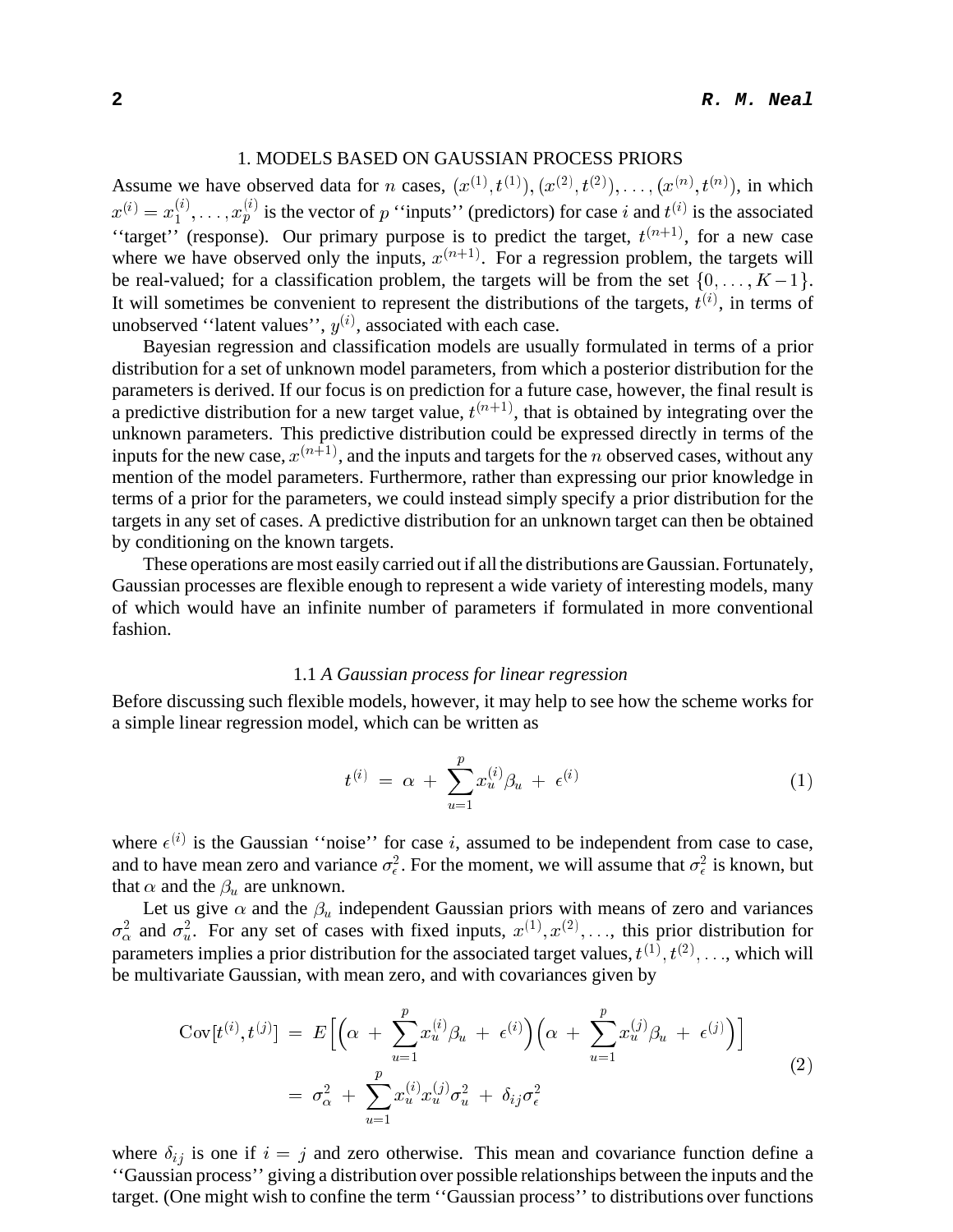## 1. MODELS BASED ON GAUSSIAN PROCESS PRIORS

Assume we have observed data for $n$ cases, $(x^{(1)}, t^{(1)}), (x^{(2)}, t^{(2)}), \ldots, (x^{(n)}, t^{(n)})$, in which $x^{(i)} = x_1^{(i)}, \ldots, x_p^{(i)}$ is the vector of $p$ ''inputs'' (predictors) for case $i$ and $t^{(i)}$ is the associated ''target'' (response). Our primary purpose is to predict the target, $t^{(n+1)}$, for a new case where we have observed only the inputs, $x^{(n+1)}$. For a regression problem, the targets will be real-valued; for a classification problem, the targets will be from the set $\{0, \ldots, K-1\}$. It will sometimes be convenient to represent the distributions of the targets, $t^{(i)}$, in terms of unobserved ''latent values'', $y^{(i)}$, associated with each case.

Bayesian regression and classification models are usually formulated in terms of a prior distribution for a set of unknown model parameters, from which a posterior distribution for the parameters is derived. If our focus is on prediction for a future case, however, the final result is a predictive distribution for a new target value, $t^{(n+1)}$, that is obtained by integrating over the unknown parameters. This predictive distribution could be expressed directly in terms of the inputs for the new case, $x^{(n+1)}$, and the inputs and targets for the $n$ observed cases, without any mention of the model parameters. Furthermore, rather than expressing our prior knowledge in terms of a prior for the parameters, we could instead simply specify a prior distribution for the targets in any set of cases. A predictive distribution for an unknown target can then be obtained by conditioning on the known targets.

These operations are most easily carried out if all the distributions are Gaussian. Fortunately, Gaussian processes are flexible enough to represent a wide variety of interesting models, many of which would have an infinite number of parameters if formulated in more conventional fashion.

### 1.1 *A Gaussian process for linear regression*

Before discussing such flexible models, however, it may help to see how the scheme works for a simple linear regression model, which can be written as

$$t^{(i)} \;=\; \alpha \,+\, \sum_{u=1}^{p} x_u^{(i)} \beta_u \,+\, \epsilon^{(i)} \tag{1}$$

where $\epsilon^{(i)}$ is the Gaussian ''noise'' for case $i$, assumed to be independent from case to case, and to have mean zero and variance $\sigma_\epsilon^2$. For the moment, we will assume that $\sigma_\epsilon^2$ is known, but that $\alpha$ and the $\beta_u$ are unknown.

Let us give $\alpha$ and the $\beta_u$ independent Gaussian priors with means of zero and variances $\sigma_\alpha^2$ and $\sigma_u^2$. For any set of cases with fixed inputs, $x^{(1)}, x^{(2)}, \ldots$, this prior distribution for parameters implies a prior distribution for the associated target values, $t^{(1)}, t^{(2)}, \ldots$, which will be multivariate Gaussian, with mean zero, and with covariances given by

$$\begin{aligned}
\mathrm{Cov}[t^{(i)}, t^{(j)}] \;&=\; E\Big[\Big(\alpha \,+\, \sum_{u=1}^{p} x_u^{(i)} \beta_u \,+\, \epsilon^{(i)}\Big)\Big(\alpha \,+\, \sum_{u=1}^{p} x_u^{(j)} \beta_u \,+\, \epsilon^{(j)}\Big)\Big] \\
&=\; \sigma_\alpha^2 \,+\, \sum_{u=1}^{p} x_u^{(i)} x_u^{(j)} \sigma_u^2 \,+\, \delta_{ij} \sigma_\epsilon^2
\end{aligned} \tag{2}$$

where $\delta_{ij}$ is one if $i = j$ and zero otherwise. This mean and covariance function define a ''Gaussian process'' giving a distribution over possible relationships between the inputs and the target. (One might wish to confine the term ''Gaussian process'' to distributions over functions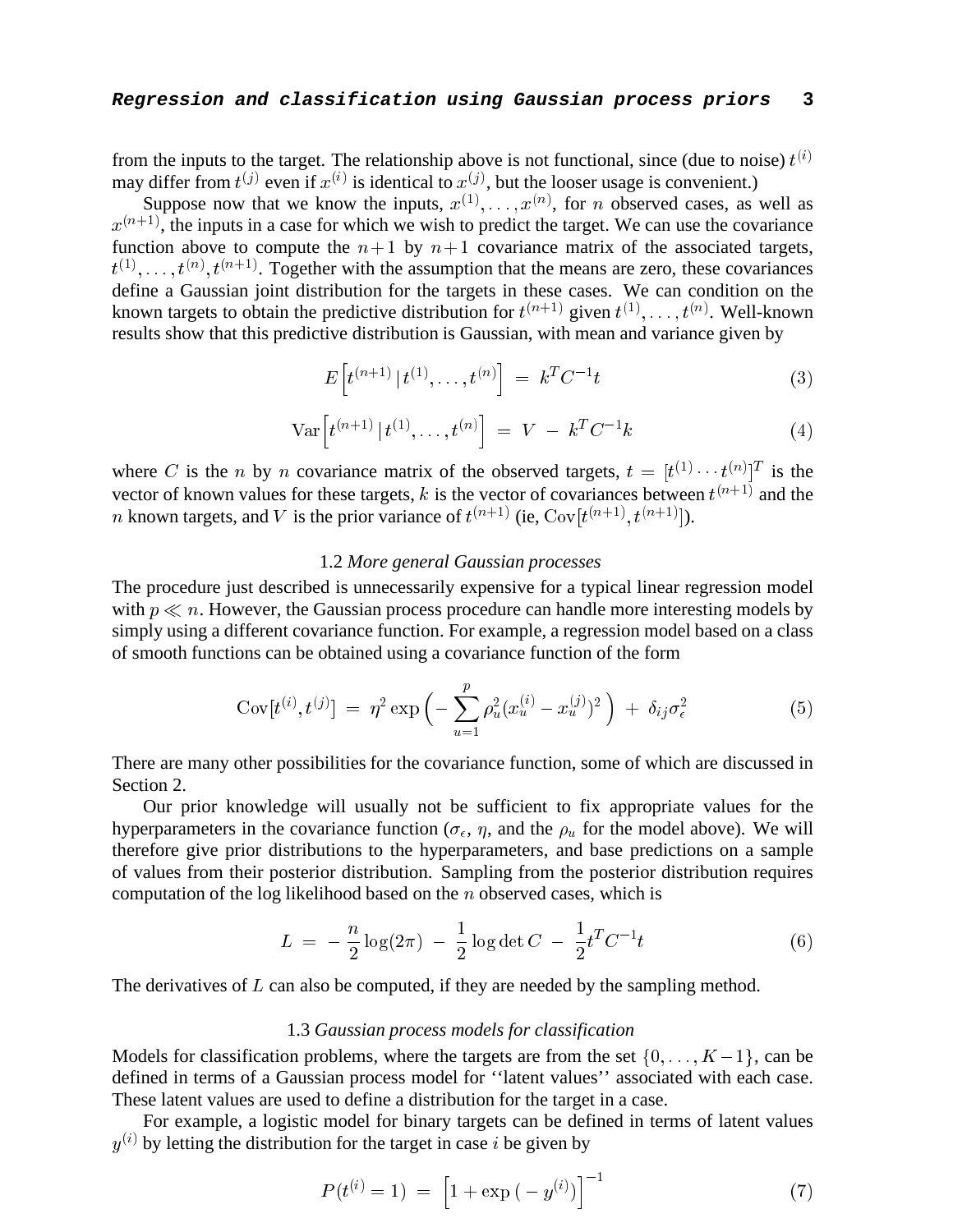from the inputs to the target. The relationship above is not functional, since (due to noise) $t^{(i)}$ may differ from $t^{(j)}$ even if $x^{(i)}$ is identical to $x^{(j)}$, but the looser usage is convenient.)

Suppose now that we know the inputs, $x^{(1)}, \ldots, x^{(n)}$, for $n$ observed cases, as well as $x^{(n+1)}$, the inputs in a case for which we wish to predict the target. We can use the covariance function above to compute the $n+1$ by $n+1$ covariance matrix of the associated targets, $t^{(1)}, \ldots, t^{(n)}, t^{(n+1)}$. Together with the assumption that the means are zero, these covariances define a Gaussian joint distribution for the targets in these cases. We can condition on the known targets to obtain the predictive distribution for $t^{(n+1)}$ given $t^{(1)}, \ldots, t^{(n)}$. Well-known results show that this predictive distribution is Gaussian, with mean and variance given by

$$E\left[t^{(n+1)} \,|\, t^{(1)}, \ldots, t^{(n)}\right] \;=\; k^T C^{-1} t \tag{3}$$

$$\mathrm{Var}\left[t^{(n+1)} \,|\, t^{(1)}, \ldots, t^{(n)}\right] \;=\; V \;-\; k^T C^{-1} k \tag{4}$$

where $C$ is the $n$ by $n$ covariance matrix of the observed targets, $t = [t^{(1)} \cdots t^{(n)}]^T$ is the vector of known values for these targets, $k$ is the vector of covariances between $t^{(n+1)}$ and the $n$ known targets, and $V$ is the prior variance of $t^{(n+1)}$ (ie, $\mathrm{Cov}[t^{(n+1)}, t^{(n+1)}]$).

### 1.2 *More general Gaussian processes*

The procedure just described is unnecessarily expensive for a typical linear regression model with $p \ll n$. However, the Gaussian process procedure can handle more interesting models by simply using a different covariance function. For example, a regression model based on a class of smooth functions can be obtained using a covariance function of the form

$$\mathrm{Cov}[t^{(i)}, t^{(j)}] \;=\; \eta^2 \exp\Big(-\sum_{u=1}^{p} \rho_u^2 (x_u^{(i)} - x_u^{(j)})^2\Big) \;+\; \delta_{ij}\sigma_\epsilon^2 \tag{5}$$

There are many other possibilities for the covariance function, some of which are discussed in Section 2.

Our prior knowledge will usually not be sufficient to fix appropriate values for the hyperparameters in the covariance function ($\sigma_\epsilon$, $\eta$, and the $\rho_u$ for the model above). We will therefore give prior distributions to the hyperparameters, and base predictions on a sample of values from their posterior distribution. Sampling from the posterior distribution requires computation of the log likelihood based on the $n$ observed cases, which is

$$L \;=\; -\frac{n}{2}\log(2\pi) \;-\; \frac{1}{2}\log\det C \;-\; \frac{1}{2} t^T C^{-1} t \tag{6}$$

The derivatives of $L$ can also be computed, if they are needed by the sampling method.

### 1.3 *Gaussian process models for classification*

Models for classification problems, where the targets are from the set $\{0, \ldots, K-1\}$, can be defined in terms of a Gaussian process model for ''latent values'' associated with each case. These latent values are used to define a distribution for the target in a case.

For example, a logistic model for binary targets can be defined in terms of latent values $y^{(i)}$ by letting the distribution for the target in case $i$ be given by

$$P(t^{(i)} = 1) \;=\; \Big[1 + \exp\big(-y^{(i)}\big)\Big]^{-1} \tag{7}$$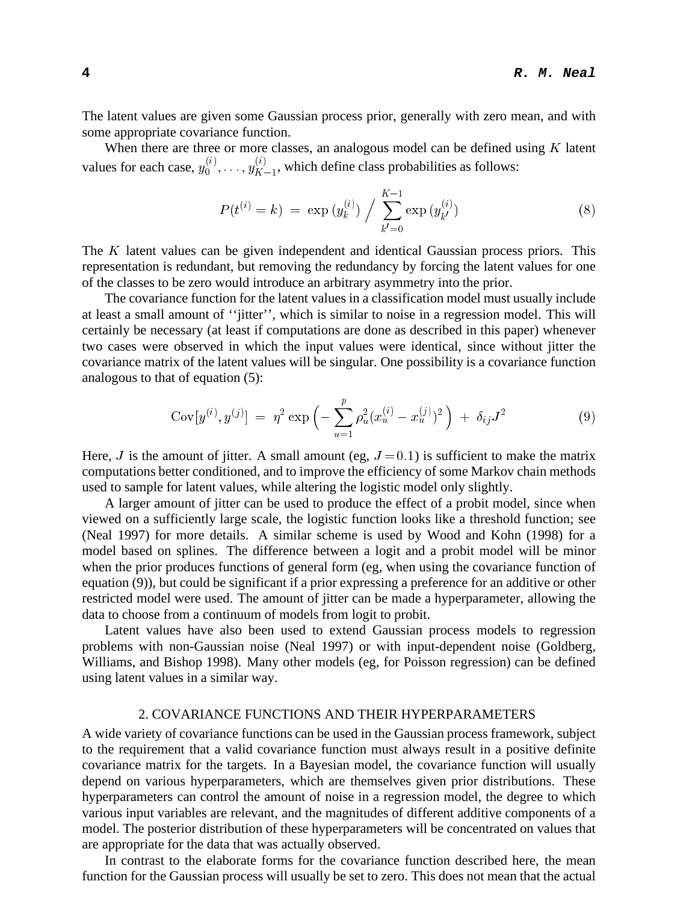The latent values are given some Gaussian process prior, generally with zero mean, and with some appropriate covariance function.

When there are three or more classes, an analogous model can be defined using $K$ latent values for each case, $y_0^{(i)}, \ldots, y_{K-1}^{(i)}$, which define class probabilities as follows:

$$P(t^{(i)} = k) \;=\; \exp\,(y_k^{(i)}) \;\Big/\; \sum_{k'=0}^{K-1} \exp\,(y_{k'}^{(i)}) \tag{8}$$

The $K$ latent values can be given independent and identical Gaussian process priors. This representation is redundant, but removing the redundancy by forcing the latent values for one of the classes to be zero would introduce an arbitrary asymmetry into the prior.

The covariance function for the latent values in a classification model must usually include at least a small amount of ''jitter'', which is similar to noise in a regression model. This will certainly be necessary (at least if computations are done as described in this paper) whenever two cases were observed in which the input values were identical, since without jitter the covariance matrix of the latent values will be singular. One possibility is a covariance function analogous to that of equation (5):

$$\mathrm{Cov}[y^{(i)}, y^{(j)}] \;=\; \eta^2 \exp\Big(-\sum_{u=1}^{p} \rho_u^2 (x_u^{(i)} - x_u^{(j)})^2\Big) \;+\; \delta_{ij} J^2 \tag{9}$$

Here, $J$ is the amount of jitter. A small amount (eg, $J = 0.1$) is sufficient to make the matrix computations better conditioned, and to improve the efficiency of some Markov chain methods used to sample for latent values, while altering the logistic model only slightly.

A larger amount of jitter can be used to produce the effect of a probit model, since when viewed on a sufficiently large scale, the logistic function looks like a threshold function; see (Neal 1997) for more details. A similar scheme is used by Wood and Kohn (1998) for a model based on splines. The difference between a logit and a probit model will be minor when the prior produces functions of general form (eg, when using the covariance function of equation (9)), but could be significant if a prior expressing a preference for an additive or other restricted model were used. The amount of jitter can be made a hyperparameter, allowing the data to choose from a continuum of models from logit to probit.

Latent values have also been used to extend Gaussian process models to regression problems with non-Gaussian noise (Neal 1997) or with input-dependent noise (Goldberg, Williams, and Bishop 1998). Many other models (eg, for Poisson regression) can be defined using latent values in a similar way.

## 2. COVARIANCE FUNCTIONS AND THEIR HYPERPARAMETERS

A wide variety of covariance functions can be used in the Gaussian process framework, subject to the requirement that a valid covariance function must always result in a positive definite covariance matrix for the targets. In a Bayesian model, the covariance function will usually depend on various hyperparameters, which are themselves given prior distributions. These hyperparameters can control the amount of noise in a regression model, the degree to which various input variables are relevant, and the magnitudes of different additive components of a model. The posterior distribution of these hyperparameters will be concentrated on values that are appropriate for the data that was actually observed.

In contrast to the elaborate forms for the covariance function described here, the mean function for the Gaussian process will usually be set to zero. This does not mean that the actual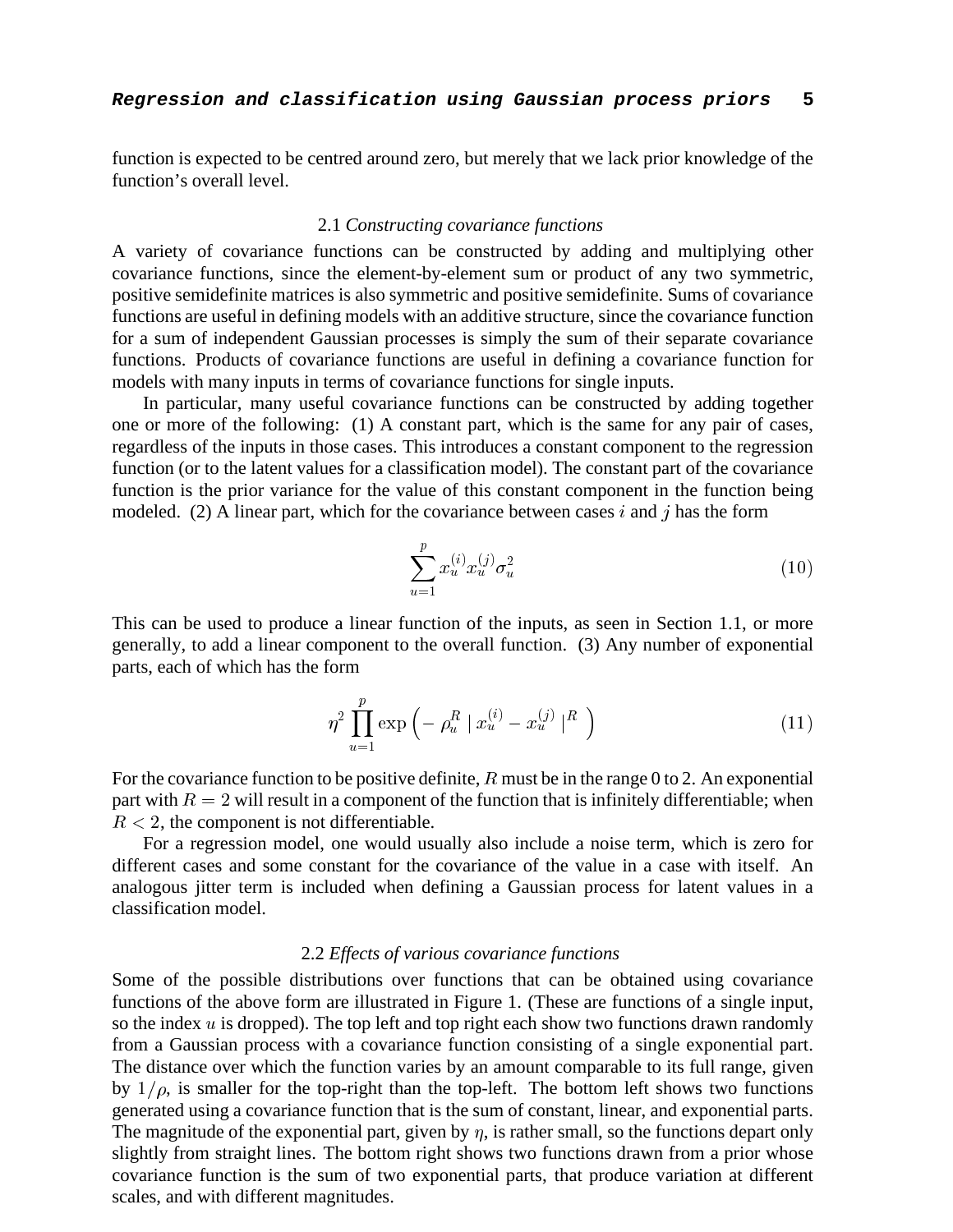function is expected to be centred around zero, but merely that we lack prior knowledge of the function's overall level.

### 2.1 *Constructing covariance functions*

A variety of covariance functions can be constructed by adding and multiplying other covariance functions, since the element-by-element sum or product of any two symmetric, positive semidefinite matrices is also symmetric and positive semidefinite. Sums of covariance functions are useful in defining models with an additive structure, since the covariance function for a sum of independent Gaussian processes is simply the sum of their separate covariance functions. Products of covariance functions are useful in defining a covariance function for models with many inputs in terms of covariance functions for single inputs.

In particular, many useful covariance functions can be constructed by adding together one or more of the following: (1) A constant part, which is the same for any pair of cases, regardless of the inputs in those cases. This introduces a constant component to the regression function (or to the latent values for a classification model). The constant part of the covariance function is the prior variance for the value of this constant component in the function being modeled. (2) A linear part, which for the covariance between cases $i$ and $j$ has the form

$$\sum_{u=1}^{p} x_u^{(i)} x_u^{(j)} \sigma_u^2 \tag{10}$$

This can be used to produce a linear function of the inputs, as seen in Section 1.1, or more generally, to add a linear component to the overall function. (3) Any number of exponential parts, each of which has the form

$$\eta^2 \prod_{u=1}^{p} \exp\Big(-\,\rho_u^R \mid x_u^{(i)} - x_u^{(j)} \mid^R\Big) \tag{11}$$

For the covariance function to be positive definite, $R$ must be in the range 0 to 2. An exponential part with $R = 2$ will result in a component of the function that is infinitely differentiable; when $R < 2$, the component is not differentiable.

For a regression model, one would usually also include a noise term, which is zero for different cases and some constant for the covariance of the value in a case with itself. An analogous jitter term is included when defining a Gaussian process for latent values in a classification model.

### 2.2 *Effects of various covariance functions*

Some of the possible distributions over functions that can be obtained using covariance functions of the above form are illustrated in Figure 1. (These are functions of a single input, so the index $u$ is dropped). The top left and top right each show two functions drawn randomly from a Gaussian process with a covariance function consisting of a single exponential part. The distance over which the function varies by an amount comparable to its full range, given by $1/\rho$, is smaller for the top-right than the top-left. The bottom left shows two functions generated using a covariance function that is the sum of constant, linear, and exponential parts. The magnitude of the exponential part, given by $\eta$, is rather small, so the functions depart only slightly from straight lines. The bottom right shows two functions drawn from a prior whose covariance function is the sum of two exponential parts, that produce variation at different scales, and with different magnitudes.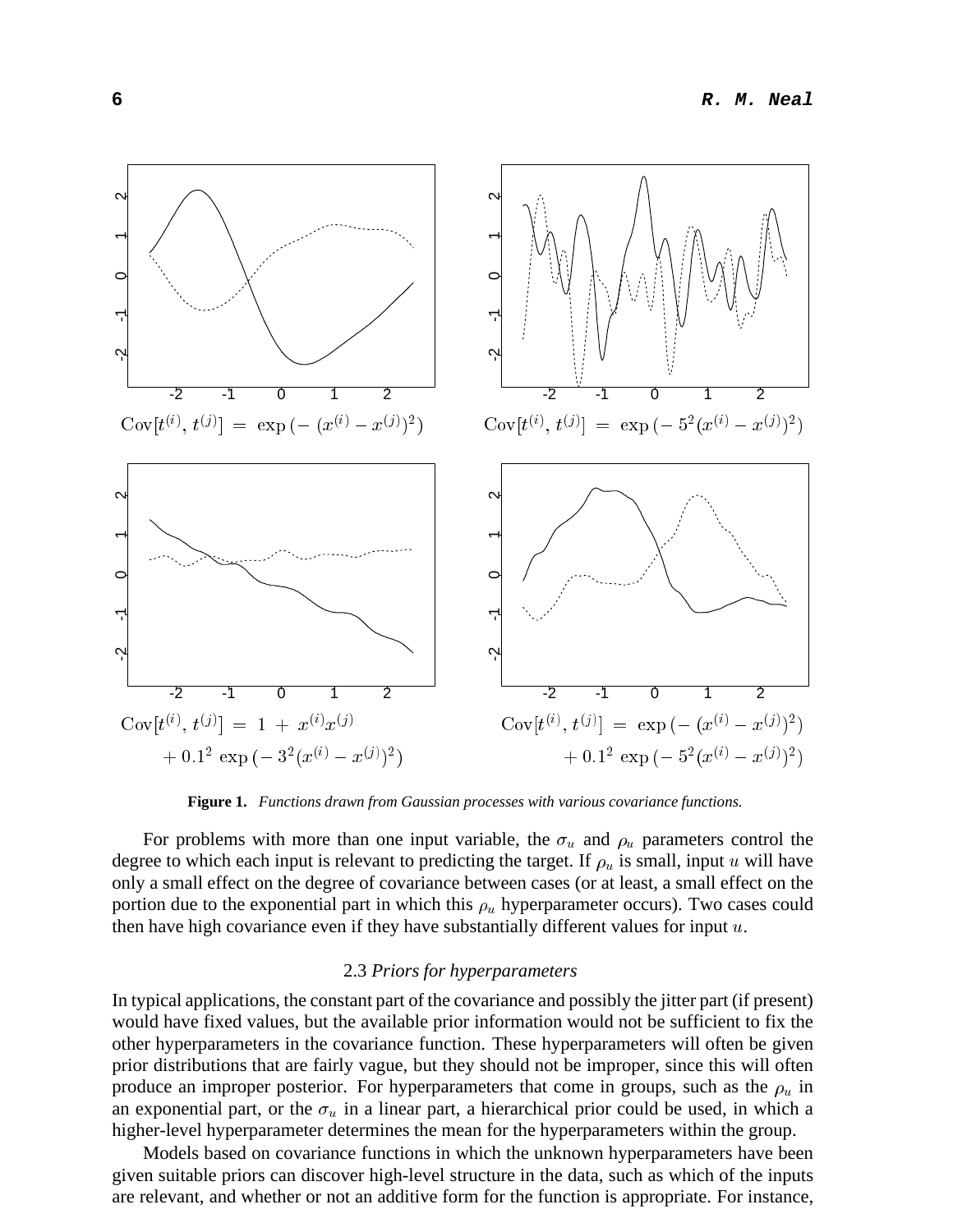$\mathrm{Cov}[t^{(i)}, t^{(j)}] = \exp(-(x^{(i)} - x^{(j)})^2)$

$\mathrm{Cov}[t^{(i)}, t^{(j)}] = \exp(-5^2(x^{(i)} - x^{(j)})^2)$

$\mathrm{Cov}[t^{(i)}, t^{(j)}] = 1 + x^{(i)}x^{(j)} + 0.1^2 \exp(-3^2(x^{(i)} - x^{(j)})^2)$

$\mathrm{Cov}[t^{(i)}, t^{(j)}] = \exp(-(x^{(i)} - x^{(j)})^2) + 0.1^2 \exp(-5^2(x^{(i)} - x^{(j)})^2)$

**Figure 1.** *Functions drawn from Gaussian processes with various covariance functions.*

For problems with more than one input variable, the $\sigma_u$ and $\rho_u$ parameters control the degree to which each input is relevant to predicting the target. If $\rho_u$ is small, input $u$ will have only a small effect on the degree of covariance between cases (or at least, a small effect on the portion due to the exponential part in which this $\rho_u$ hyperparameter occurs). Two cases could then have high covariance even if they have substantially different values for input $u$.

### 2.3 *Priors for hyperparameters*

In typical applications, the constant part of the covariance and possibly the jitter part (if present) would have fixed values, but the available prior information would not be sufficient to fix the other hyperparameters in the covariance function. These hyperparameters will often be given prior distributions that are fairly vague, but they should not be improper, since this will often produce an improper posterior. For hyperparameters that come in groups, such as the $\rho_u$ in an exponential part, or the $\sigma_u$ in a linear part, a hierarchical prior could be used, in which a higher-level hyperparameter determines the mean for the hyperparameters within the group.

Models based on covariance functions in which the unknown hyperparameters have been given suitable priors can discover high-level structure in the data, such as which of the inputs are relevant, and whether or not an additive form for the function is appropriate. For instance,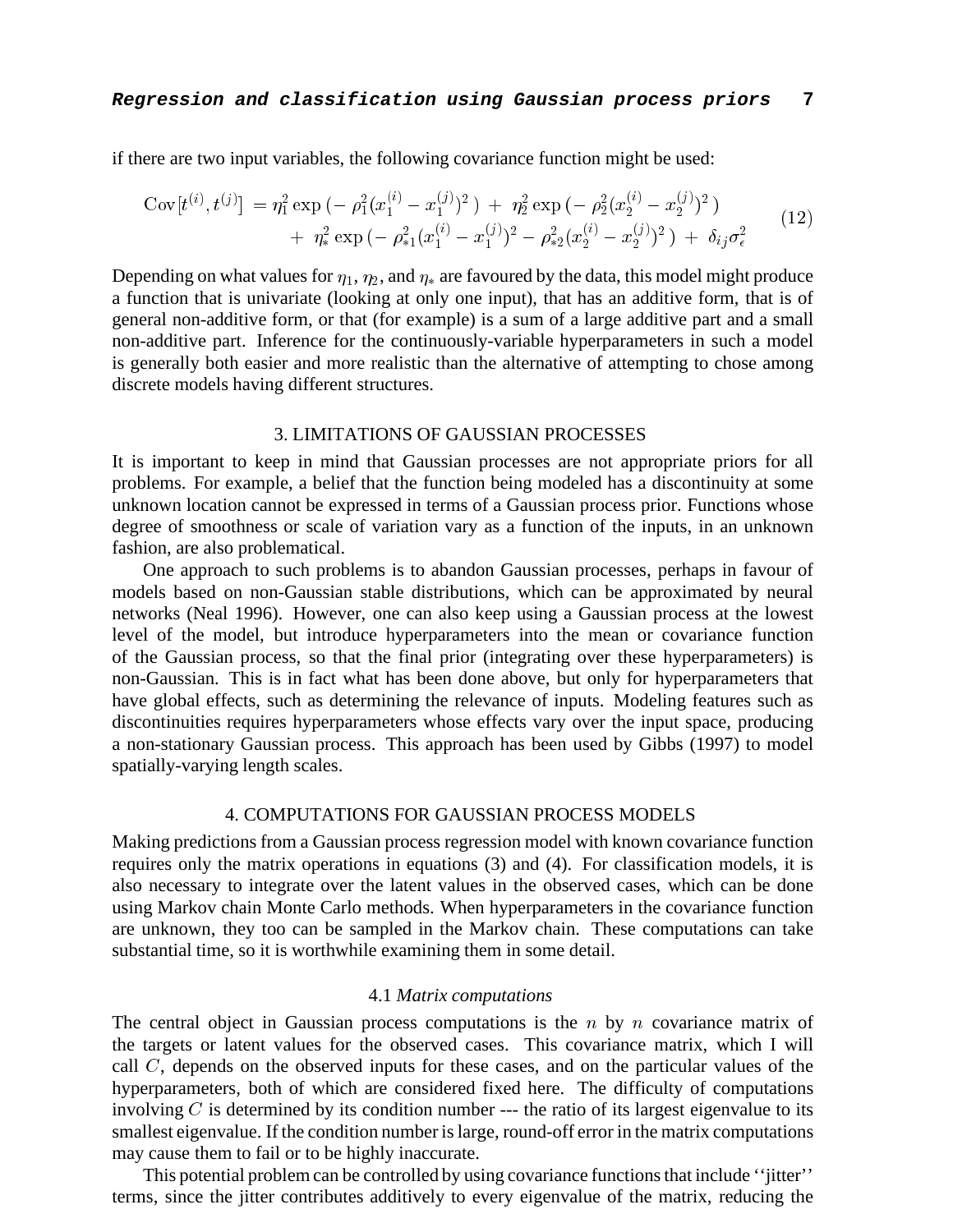if there are two input variables, the following covariance function might be used:

$$
\begin{aligned}
\text{Cov}[t^{(i)}, t^{(j)}] \;=\; & \eta_1^2 \exp\left(-\, \rho_1^2 (x_1^{(i)} - x_1^{(j)})^2\,\right) \;+\; \eta_2^2 \exp\left(-\, \rho_2^2 (x_2^{(i)} - x_2^{(j)})^2\,\right) \\
& +\; \eta_*^2 \exp\left(-\, \rho_{*1}^2 (x_1^{(i)} - x_1^{(j)})^2 - \rho_{*2}^2 (x_2^{(i)} - x_2^{(j)})^2\,\right) \;+\; \delta_{ij}\sigma_\epsilon^2
\end{aligned}
\tag{12}
$$

Depending on what values for $\eta_1$, $\eta_2$, and $\eta_*$ are favoured by the data, this model might produce a function that is univariate (looking at only one input), that has an additive form, that is of general non-additive form, or that (for example) is a sum of a large additive part and a small non-additive part. Inference for the continuously-variable hyperparameters in such a model is generally both easier and more realistic than the alternative of attempting to chose among discrete models having different structures.

## 3. LIMITATIONS OF GAUSSIAN PROCESSES

It is important to keep in mind that Gaussian processes are not appropriate priors for all problems. For example, a belief that the function being modeled has a discontinuity at some unknown location cannot be expressed in terms of a Gaussian process prior. Functions whose degree of smoothness or scale of variation vary as a function of the inputs, in an unknown fashion, are also problematical.

One approach to such problems is to abandon Gaussian processes, perhaps in favour of models based on non-Gaussian stable distributions, which can be approximated by neural networks (Neal 1996). However, one can also keep using a Gaussian process at the lowest level of the model, but introduce hyperparameters into the mean or covariance function of the Gaussian process, so that the final prior (integrating over these hyperparameters) is non-Gaussian. This is in fact what has been done above, but only for hyperparameters that have global effects, such as determining the relevance of inputs. Modeling features such as discontinuities requires hyperparameters whose effects vary over the input space, producing a non-stationary Gaussian process. This approach has been used by Gibbs (1997) to model spatially-varying length scales.

## 4. COMPUTATIONS FOR GAUSSIAN PROCESS MODELS

Making predictions from a Gaussian process regression model with known covariance function requires only the matrix operations in equations (3) and (4). For classification models, it is also necessary to integrate over the latent values in the observed cases, which can be done using Markov chain Monte Carlo methods. When hyperparameters in the covariance function are unknown, they too can be sampled in the Markov chain. These computations can take substantial time, so it is worthwhile examining them in some detail.

### 4.1 *Matrix computations*

The central object in Gaussian process computations is the $n$ by $n$ covariance matrix of the targets or latent values for the observed cases. This covariance matrix, which I will call $C$, depends on the observed inputs for these cases, and on the particular values of the hyperparameters, both of which are considered fixed here. The difficulty of computations involving $C$ is determined by its condition number --- the ratio of its largest eigenvalue to its smallest eigenvalue. If the condition number is large, round-off error in the matrix computations may cause them to fail or to be highly inaccurate.

This potential problem can be controlled by using covariance functions that include ''jitter'' terms, since the jitter contributes additively to every eigenvalue of the matrix, reducing the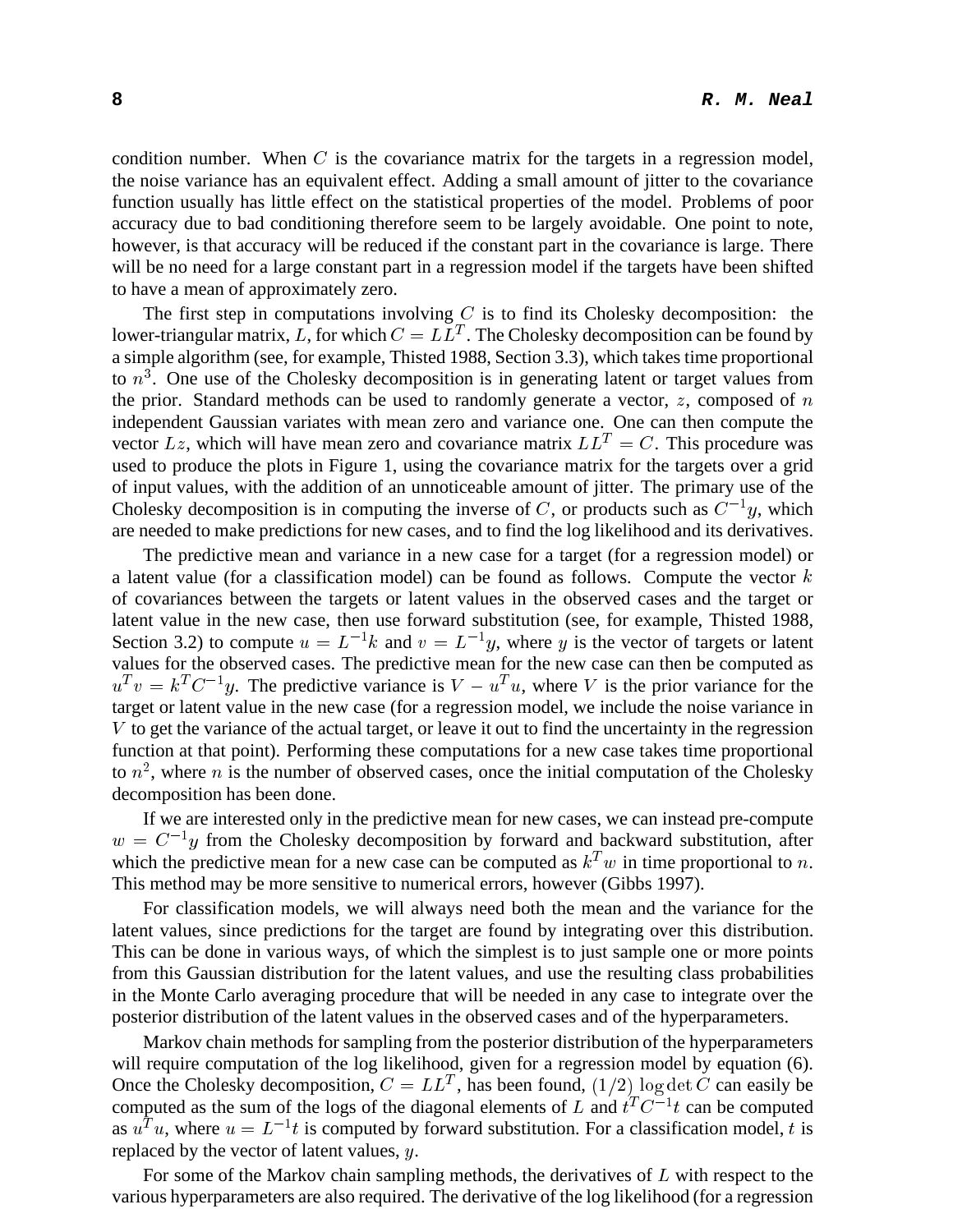condition number. When $C$ is the covariance matrix for the targets in a regression model, the noise variance has an equivalent effect. Adding a small amount of jitter to the covariance function usually has little effect on the statistical properties of the model. Problems of poor accuracy due to bad conditioning therefore seem to be largely avoidable. One point to note, however, is that accuracy will be reduced if the constant part in the covariance is large. There will be no need for a large constant part in a regression model if the targets have been shifted to have a mean of approximately zero.

The first step in computations involving $C$ is to find its Cholesky decomposition: the lower-triangular matrix, $L$, for which $C = LL^T$. The Cholesky decomposition can be found by a simple algorithm (see, for example, Thisted 1988, Section 3.3), which takes time proportional to $n^3$. One use of the Cholesky decomposition is in generating latent or target values from the prior. Standard methods can be used to randomly generate a vector, $z$, composed of $n$ independent Gaussian variates with mean zero and variance one. One can then compute the vector $Lz$, which will have mean zero and covariance matrix $LL^T = C$. This procedure was used to produce the plots in Figure 1, using the covariance matrix for the targets over a grid of input values, with the addition of an unnoticeable amount of jitter. The primary use of the Cholesky decomposition is in computing the inverse of $C$, or products such as $C^{-1}y$, which are needed to make predictions for new cases, and to find the log likelihood and its derivatives.

The predictive mean and variance in a new case for a target (for a regression model) or a latent value (for a classification model) can be found as follows. Compute the vector $k$ of covariances between the targets or latent values in the observed cases and the target or latent value in the new case, then use forward substitution (see, for example, Thisted 1988, Section 3.2) to compute $u = L^{-1}k$ and $v = L^{-1}y$, where $y$ is the vector of targets or latent values for the observed cases. The predictive mean for the new case can then be computed as $u^T v = k^T C^{-1} y$. The predictive variance is $V - u^T u$, where $V$ is the prior variance for the target or latent value in the new case (for a regression model, we include the noise variance in $V$ to get the variance of the actual target, or leave it out to find the uncertainty in the regression function at that point). Performing these computations for a new case takes time proportional to $n^2$, where $n$ is the number of observed cases, once the initial computation of the Cholesky decomposition has been done.

If we are interested only in the predictive mean for new cases, we can instead pre-compute $w = C^{-1}y$ from the Cholesky decomposition by forward and backward substitution, after which the predictive mean for a new case can be computed as $k^T w$ in time proportional to $n$. This method may be more sensitive to numerical errors, however (Gibbs 1997).

For classification models, we will always need both the mean and the variance for the latent values, since predictions for the target are found by integrating over this distribution. This can be done in various ways, of which the simplest is to just sample one or more points from this Gaussian distribution for the latent values, and use the resulting class probabilities in the Monte Carlo averaging procedure that will be needed in any case to integrate over the posterior distribution of the latent values in the observed cases and of the hyperparameters.

Markov chain methods for sampling from the posterior distribution of the hyperparameters will require computation of the log likelihood, given for a regression model by equation (6). Once the Cholesky decomposition, $C = LL^T$, has been found, $(1/2) \log \det C$ can easily be computed as the sum of the logs of the diagonal elements of $L$ and $t^T C^{-1} t$ can be computed as $u^T u$, where $u = L^{-1}t$ is computed by forward substitution. For a classification model, $t$ is replaced by the vector of latent values, $y$.

For some of the Markov chain sampling methods, the derivatives of $L$ with respect to the various hyperparameters are also required. The derivative of the log likelihood (for a regression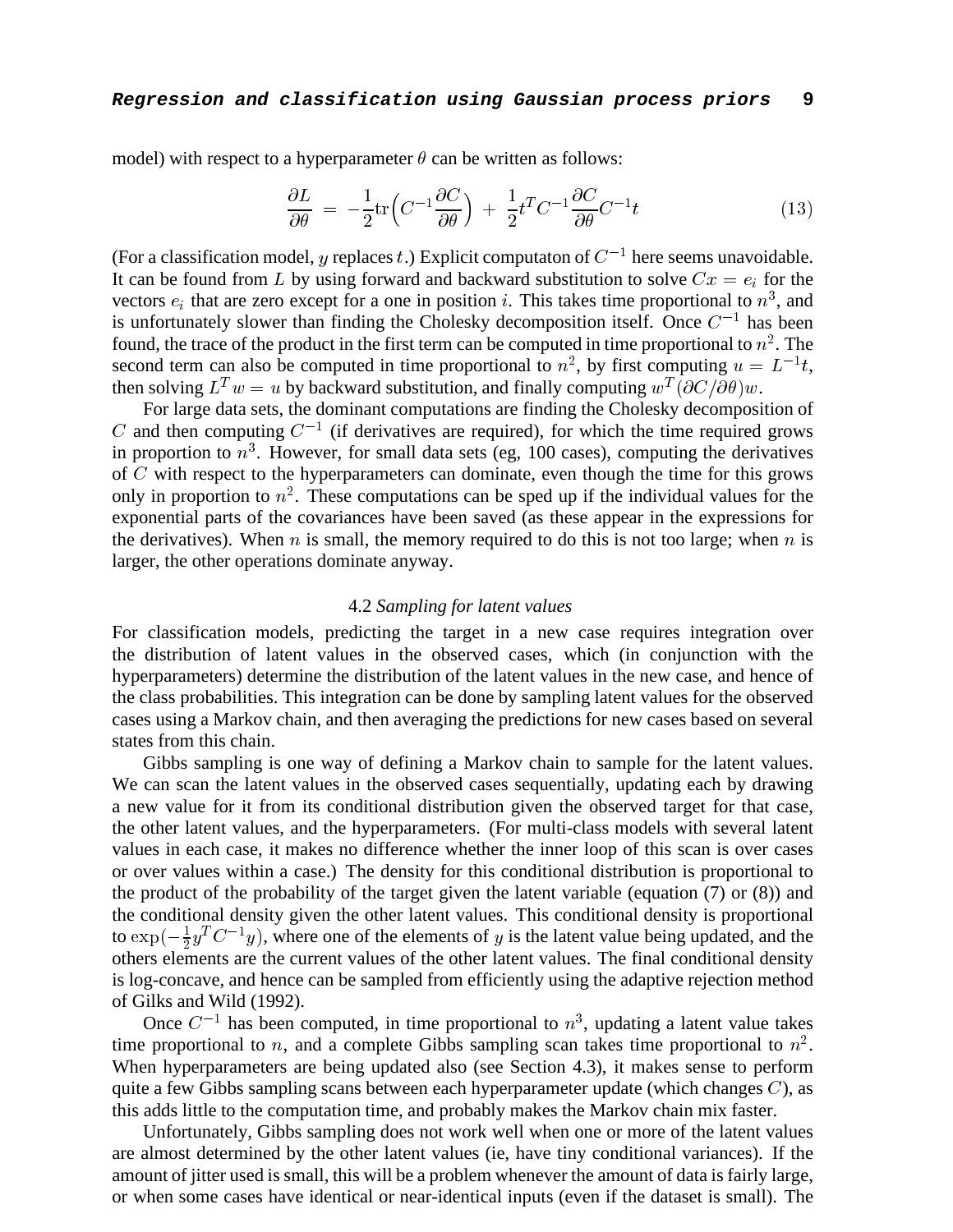model) with respect to a hyperparameter $\theta$ can be written as follows:

$$\frac{\partial L}{\partial \theta} \;=\; -\frac{1}{2}\mathrm{tr}\Big(C^{-1}\frac{\partial C}{\partial \theta}\Big) \;+\; \frac{1}{2}t^T C^{-1}\frac{\partial C}{\partial \theta}C^{-1}t \tag{13}$$

(For a classification model, $y$ replaces $t$.) Explicit computaton of $C^{-1}$ here seems unavoidable. It can be found from $L$ by using forward and backward substitution to solve $Cx = e_i$ for the vectors $e_i$ that are zero except for a one in position $i$. This takes time proportional to $n^3$, and is unfortunately slower than finding the Cholesky decomposition itself. Once $C^{-1}$ has been found, the trace of the product in the first term can be computed in time proportional to $n^2$. The second term can also be computed in time proportional to $n^2$, by first computing $u = L^{-1}t$, then solving $L^T w = u$ by backward substitution, and finally computing $w^T(\partial C/\partial\theta)w$.

For large data sets, the dominant computations are finding the Cholesky decomposition of $C$ and then computing $C^{-1}$ (if derivatives are required), for which the time required grows in proportion to $n^3$. However, for small data sets (eg, 100 cases), computing the derivatives of $C$ with respect to the hyperparameters can dominate, even though the time for this grows only in proportion to $n^2$. These computations can be sped up if the individual values for the exponential parts of the covariances have been saved (as these appear in the expressions for the derivatives). When $n$ is small, the memory required to do this is not too large; when $n$ is larger, the other operations dominate anyway.

### 4.2 *Sampling for latent values*

For classification models, predicting the target in a new case requires integration over the distribution of latent values in the observed cases, which (in conjunction with the hyperparameters) determine the distribution of the latent values in the new case, and hence of the class probabilities. This integration can be done by sampling latent values for the observed cases using a Markov chain, and then averaging the predictions for new cases based on several states from this chain.

Gibbs sampling is one way of defining a Markov chain to sample for the latent values. We can scan the latent values in the observed cases sequentially, updating each by drawing a new value for it from its conditional distribution given the observed target for that case, the other latent values, and the hyperparameters. (For multi-class models with several latent values in each case, it makes no difference whether the inner loop of this scan is over cases or over values within a case.) The density for this conditional distribution is proportional to the product of the probability of the target given the latent variable (equation (7) or (8)) and the conditional density given the other latent values. This conditional density is proportional to $\exp(-\frac{1}{2}y^T C^{-1} y)$, where one of the elements of $y$ is the latent value being updated, and the others elements are the current values of the other latent values. The final conditional density is log-concave, and hence can be sampled from efficiently using the adaptive rejection method of Gilks and Wild (1992).

Once $C^{-1}$ has been computed, in time proportional to $n^3$, updating a latent value takes time proportional to $n$, and a complete Gibbs sampling scan takes time proportional to $n^2$. When hyperparameters are being updated also (see Section 4.3), it makes sense to perform quite a few Gibbs sampling scans between each hyperparameter update (which changes $C$), as this adds little to the computation time, and probably makes the Markov chain mix faster.

Unfortunately, Gibbs sampling does not work well when one or more of the latent values are almost determined by the other latent values (ie, have tiny conditional variances). If the amount of jitter used is small, this will be a problem whenever the amount of data is fairly large, or when some cases have identical or near-identical inputs (even if the dataset is small). The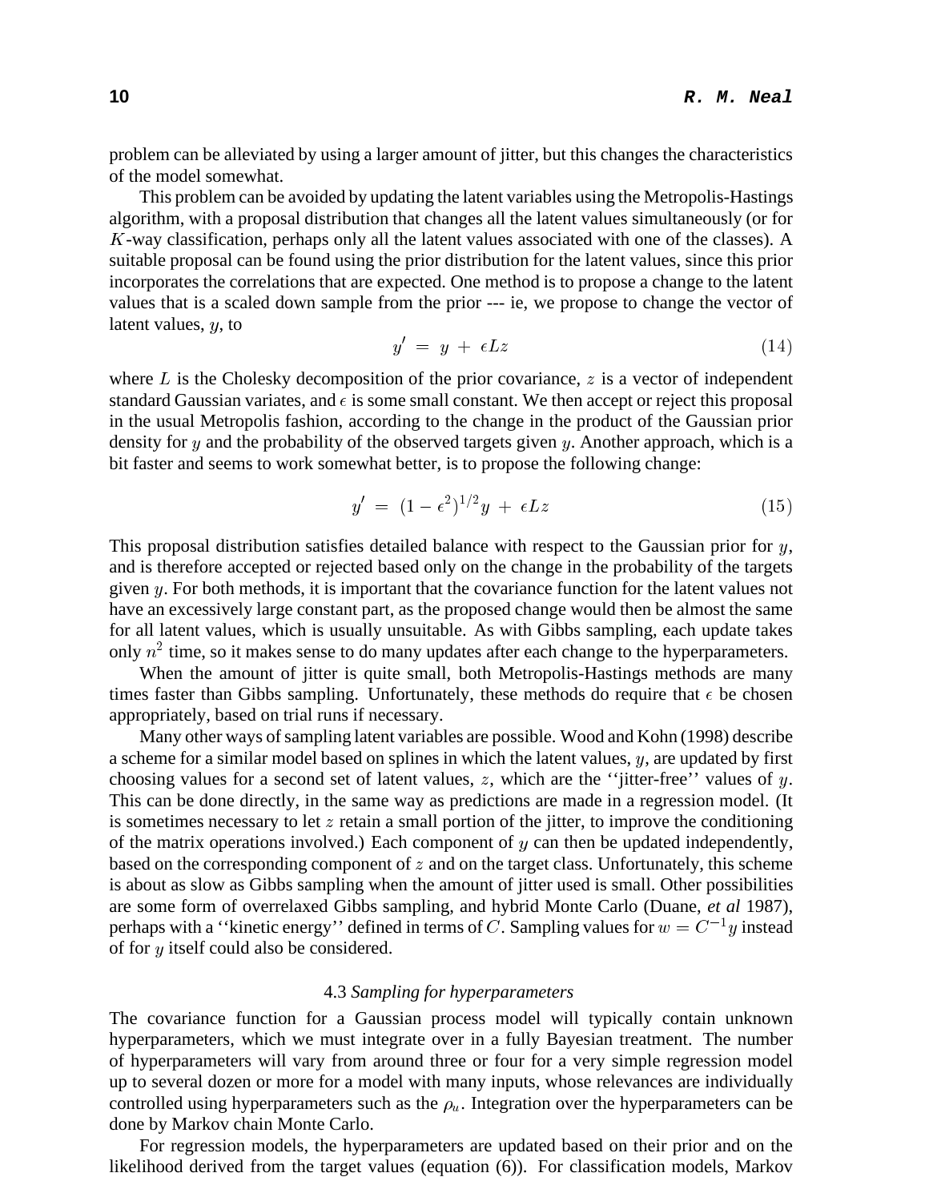problem can be alleviated by using a larger amount of jitter, but this changes the characteristics of the model somewhat.

This problem can be avoided by updating the latent variables using the Metropolis-Hastings algorithm, with a proposal distribution that changes all the latent values simultaneously (or for $K$-way classification, perhaps only all the latent values associated with one of the classes). A suitable proposal can be found using the prior distribution for the latent values, since this prior incorporates the correlations that are expected. One method is to propose a change to the latent values that is a scaled down sample from the prior --- ie, we propose to change the vector of latent values, $y$, to

$$y' \;=\; y \;+\; \epsilon L z \tag{14}$$

where $L$ is the Cholesky decomposition of the prior covariance, $z$ is a vector of independent standard Gaussian variates, and $\epsilon$ is some small constant. We then accept or reject this proposal in the usual Metropolis fashion, according to the change in the product of the Gaussian prior density for $y$ and the probability of the observed targets given $y$. Another approach, which is a bit faster and seems to work somewhat better, is to propose the following change:

$$y' \;=\; (1-\epsilon^2)^{1/2} y \;+\; \epsilon L z \tag{15}$$

This proposal distribution satisfies detailed balance with respect to the Gaussian prior for $y$, and is therefore accepted or rejected based only on the change in the probability of the targets given $y$. For both methods, it is important that the covariance function for the latent values not have an excessively large constant part, as the proposed change would then be almost the same for all latent values, which is usually unsuitable. As with Gibbs sampling, each update takes only $n^2$ time, so it makes sense to do many updates after each change to the hyperparameters.

When the amount of jitter is quite small, both Metropolis-Hastings methods are many times faster than Gibbs sampling. Unfortunately, these methods do require that $\epsilon$ be chosen appropriately, based on trial runs if necessary.

Many other ways of sampling latent variables are possible. Wood and Kohn (1998) describe a scheme for a similar model based on splines in which the latent values, $y$, are updated by first choosing values for a second set of latent values, $z$, which are the ''jitter-free'' values of $y$. This can be done directly, in the same way as predictions are made in a regression model. (It is sometimes necessary to let $z$ retain a small portion of the jitter, to improve the conditioning of the matrix operations involved.) Each component of $y$ can then be updated independently, based on the corresponding component of $z$ and on the target class. Unfortunately, this scheme is about as slow as Gibbs sampling when the amount of jitter used is small. Other possibilities are some form of overrelaxed Gibbs sampling, and hybrid Monte Carlo (Duane, *et al* 1987), perhaps with a ''kinetic energy'' defined in terms of $C$. Sampling values for $w = C^{-1}y$ instead of for $y$ itself could also be considered.

### 4.3 *Sampling for hyperparameters*

The covariance function for a Gaussian process model will typically contain unknown hyperparameters, which we must integrate over in a fully Bayesian treatment. The number of hyperparameters will vary from around three or four for a very simple regression model up to several dozen or more for a model with many inputs, whose relevances are individually controlled using hyperparameters such as the $\rho_u$. Integration over the hyperparameters can be done by Markov chain Monte Carlo.

For regression models, the hyperparameters are updated based on their prior and on the likelihood derived from the target values (equation (6)). For classification models, Markov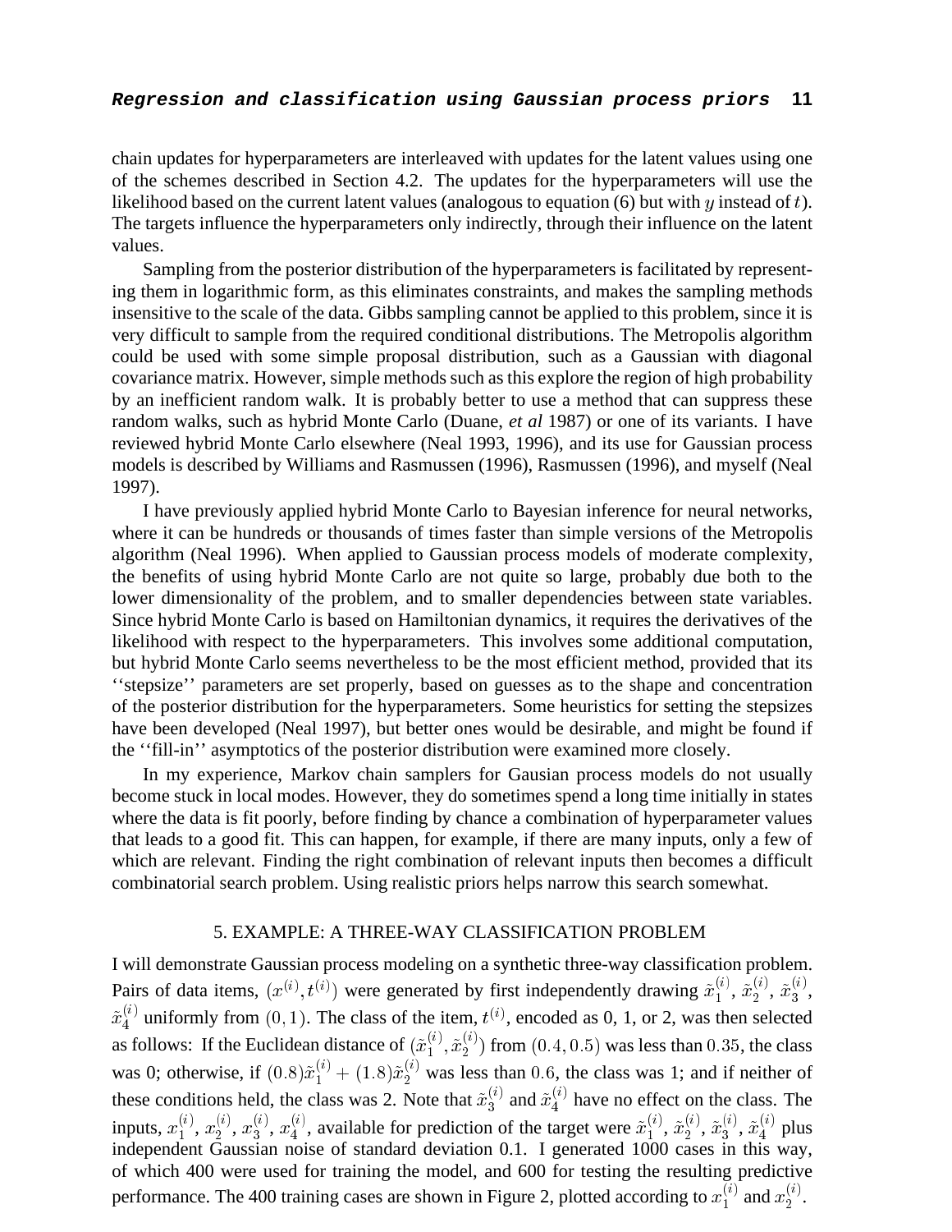chain updates for hyperparameters are interleaved with updates for the latent values using one of the schemes described in Section 4.2. The updates for the hyperparameters will use the likelihood based on the current latent values (analogous to equation (6) but with $y$ instead of $t$). The targets influence the hyperparameters only indirectly, through their influence on the latent values.

Sampling from the posterior distribution of the hyperparameters is facilitated by representing them in logarithmic form, as this eliminates constraints, and makes the sampling methods insensitive to the scale of the data. Gibbs sampling cannot be applied to this problem, since it is very difficult to sample from the required conditional distributions. The Metropolis algorithm could be used with some simple proposal distribution, such as a Gaussian with diagonal covariance matrix. However, simple methods such as this explore the region of high probability by an inefficient random walk. It is probably better to use a method that can suppress these random walks, such as hybrid Monte Carlo (Duane, *et al* 1987) or one of its variants. I have reviewed hybrid Monte Carlo elsewhere (Neal 1993, 1996), and its use for Gaussian process models is described by Williams and Rasmussen (1996), Rasmussen (1996), and myself (Neal 1997).

I have previously applied hybrid Monte Carlo to Bayesian inference for neural networks, where it can be hundreds or thousands of times faster than simple versions of the Metropolis algorithm (Neal 1996). When applied to Gaussian process models of moderate complexity, the benefits of using hybrid Monte Carlo are not quite so large, probably due both to the lower dimensionality of the problem, and to smaller dependencies between state variables. Since hybrid Monte Carlo is based on Hamiltonian dynamics, it requires the derivatives of the likelihood with respect to the hyperparameters. This involves some additional computation, but hybrid Monte Carlo seems nevertheless to be the most efficient method, provided that its ''stepsize'' parameters are set properly, based on guesses as to the shape and concentration of the posterior distribution for the hyperparameters. Some heuristics for setting the stepsizes have been developed (Neal 1997), but better ones would be desirable, and might be found if the ''fill-in'' asymptotics of the posterior distribution were examined more closely.

In my experience, Markov chain samplers for Gausian process models do not usually become stuck in local modes. However, they do sometimes spend a long time initially in states where the data is fit poorly, before finding by chance a combination of hyperparameter values that leads to a good fit. This can happen, for example, if there are many inputs, only a few of which are relevant. Finding the right combination of relevant inputs then becomes a difficult combinatorial search problem. Using realistic priors helps narrow this search somewhat.

## 5. EXAMPLE: A THREE-WAY CLASSIFICATION PROBLEM

I will demonstrate Gaussian process modeling on a synthetic three-way classification problem. Pairs of data items, $(x^{(i)}, t^{(i)})$ were generated by first independently drawing $\tilde{x}_1^{(i)}$, $\tilde{x}_2^{(i)}$, $\tilde{x}_3^{(i)}$, $\tilde{x}_4^{(i)}$ uniformly from $(0, 1)$. The class of the item, $t^{(i)}$, encoded as 0, 1, or 2, was then selected as follows: If the Euclidean distance of $(\tilde{x}_1^{(i)}, \tilde{x}_2^{(i)})$ from $(0.4, 0.5)$ was less than $0.35$, the class was 0; otherwise, if $(0.8)\tilde{x}_1^{(i)} + (1.8)\tilde{x}_2^{(i)}$ was less than $0.6$, the class was 1; and if neither of these conditions held, the class was 2. Note that $\tilde{x}_3^{(i)}$ and $\tilde{x}_4^{(i)}$ have no effect on the class. The inputs, $x_1^{(i)}$, $x_2^{(i)}$, $x_3^{(i)}$, $x_4^{(i)}$, available for prediction of the target were $\tilde{x}_1^{(i)}$, $\tilde{x}_2^{(i)}$, $\tilde{x}_3^{(i)}$, $\tilde{x}_4^{(i)}$ plus independent Gaussian noise of standard deviation 0.1. I generated 1000 cases in this way, of which 400 were used for training the model, and 600 for testing the resulting predictive performance. The 400 training cases are shown in Figure 2, plotted according to $x_1^{(i)}$ and $x_2^{(i)}$.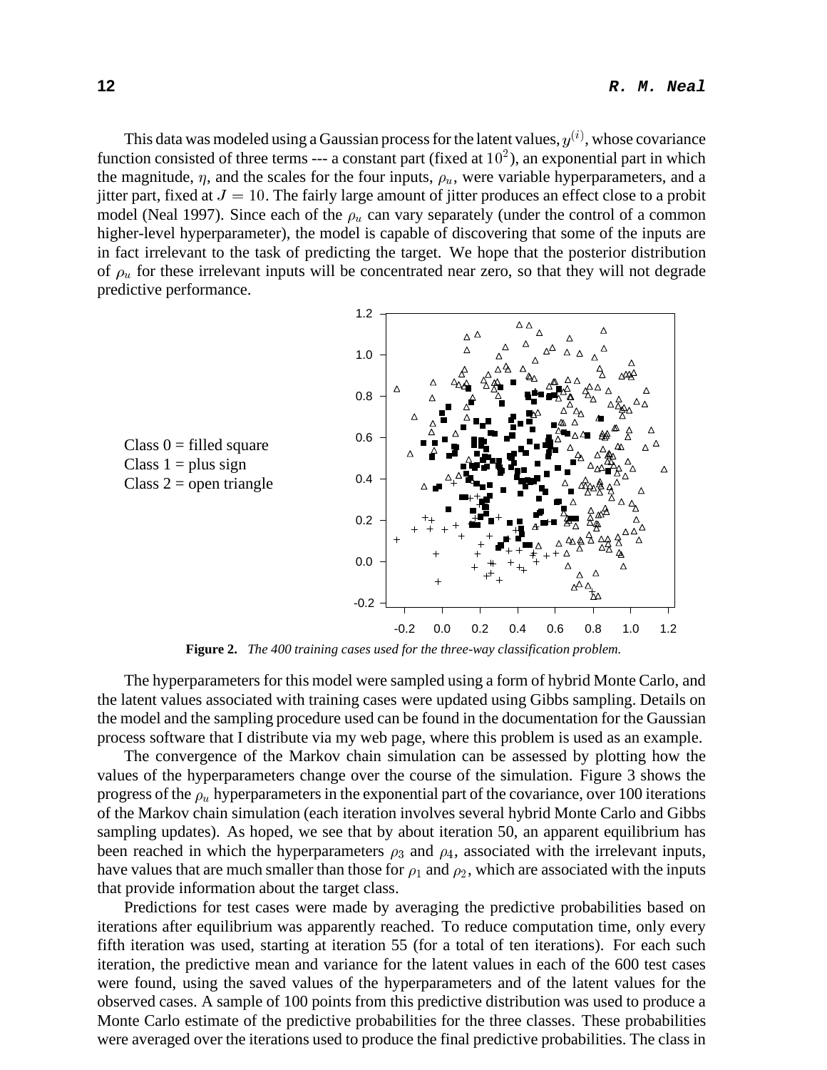This data was modeled using a Gaussian process for the latent values, $y^{(i)}$, whose covariance function consisted of three terms --- a constant part (fixed at $10^2$), an exponential part in which the magnitude, $\eta$, and the scales for the four inputs, $\rho_u$, were variable hyperparameters, and a jitter part, fixed at $J = 10$. The fairly large amount of jitter produces an effect close to a probit model (Neal 1997). Since each of the $\rho_u$ can vary separately (under the control of a common higher-level hyperparameter), the model is capable of discovering that some of the inputs are in fact irrelevant to the task of predicting the target. We hope that the posterior distribution of $\rho_u$ for these irrelevant inputs will be concentrated near zero, so that they will not degrade predictive performance.

Class 0 = filled square
Class 1 = plus sign
Class 2 = open triangle

**Figure 2.** *The 400 training cases used for the three-way classification problem.*

The hyperparameters for this model were sampled using a form of hybrid Monte Carlo, and the latent values associated with training cases were updated using Gibbs sampling. Details on the model and the sampling procedure used can be found in the documentation for the Gaussian process software that I distribute via my web page, where this problem is used as an example.

The convergence of the Markov chain simulation can be assessed by plotting how the values of the hyperparameters change over the course of the simulation. Figure 3 shows the progress of the $\rho_u$ hyperparameters in the exponential part of the covariance, over 100 iterations of the Markov chain simulation (each iteration involves several hybrid Monte Carlo and Gibbs sampling updates). As hoped, we see that by about iteration 50, an apparent equilibrium has been reached in which the hyperparameters $\rho_3$ and $\rho_4$, associated with the irrelevant inputs, have values that are much smaller than those for $\rho_1$ and $\rho_2$, which are associated with the inputs that provide information about the target class.

Predictions for test cases were made by averaging the predictive probabilities based on iterations after equilibrium was apparently reached. To reduce computation time, only every fifth iteration was used, starting at iteration 55 (for a total of ten iterations). For each such iteration, the predictive mean and variance for the latent values in each of the 600 test cases were found, using the saved values of the hyperparameters and of the latent values for the observed cases. A sample of 100 points from this predictive distribution was used to produce a Monte Carlo estimate of the predictive probabilities for the three classes. These probabilities were averaged over the iterations used to produce the final predictive probabilities. The class in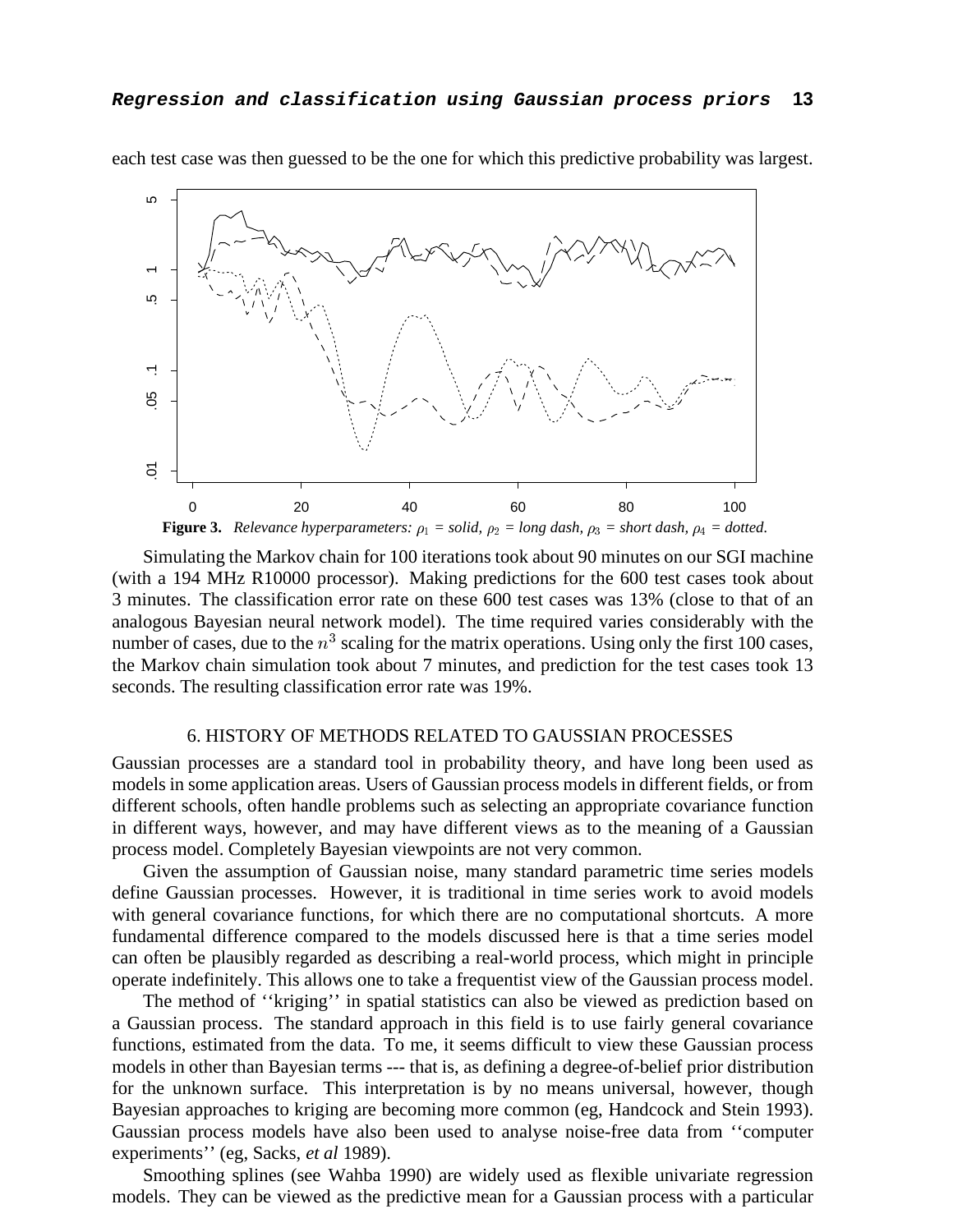each test case was then guessed to be the one for which this predictive probability was largest.

**Figure 3.** *Relevance hyperparameters: $\rho_1$ = solid, $\rho_2$ = long dash, $\rho_3$ = short dash, $\rho_4$ = dotted.*

Simulating the Markov chain for 100 iterations took about 90 minutes on our SGI machine (with a 194 MHz R10000 processor). Making predictions for the 600 test cases took about 3 minutes. The classification error rate on these 600 test cases was 13% (close to that of an analogous Bayesian neural network model). The time required varies considerably with the number of cases, due to the $n^3$ scaling for the matrix operations. Using only the first 100 cases, the Markov chain simulation took about 7 minutes, and prediction for the test cases took 13 seconds. The resulting classification error rate was 19%.

## 6. HISTORY OF METHODS RELATED TO GAUSSIAN PROCESSES

Gaussian processes are a standard tool in probability theory, and have long been used as models in some application areas. Users of Gaussian process models in different fields, or from different schools, often handle problems such as selecting an appropriate covariance function in different ways, however, and may have different views as to the meaning of a Gaussian process model. Completely Bayesian viewpoints are not very common.

Given the assumption of Gaussian noise, many standard parametric time series models define Gaussian processes. However, it is traditional in time series work to avoid models with general covariance functions, for which there are no computational shortcuts. A more fundamental difference compared to the models discussed here is that a time series model can often be plausibly regarded as describing a real-world process, which might in principle operate indefinitely. This allows one to take a frequentist view of the Gaussian process model.

The method of ''kriging'' in spatial statistics can also be viewed as prediction based on a Gaussian process. The standard approach in this field is to use fairly general covariance functions, estimated from the data. To me, it seems difficult to view these Gaussian process models in other than Bayesian terms --- that is, as defining a degree-of-belief prior distribution for the unknown surface. This interpretation is by no means universal, however, though Bayesian approaches to kriging are becoming more common (eg, Handcock and Stein 1993). Gaussian process models have also been used to analyse noise-free data from ''computer experiments'' (eg, Sacks, *et al* 1989).

Smoothing splines (see Wahba 1990) are widely used as flexible univariate regression models. They can be viewed as the predictive mean for a Gaussian process with a particular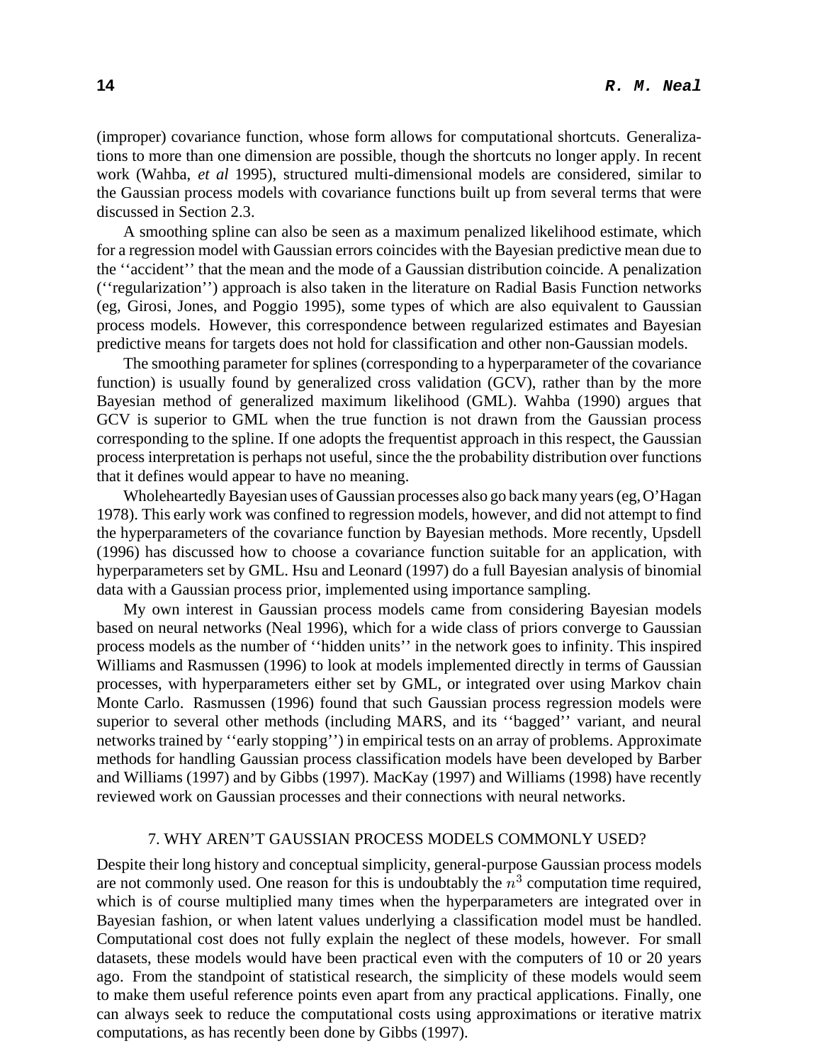(improper) covariance function, whose form allows for computational shortcuts. Generalizations to more than one dimension are possible, though the shortcuts no longer apply. In recent work (Wahba, *et al* 1995), structured multi-dimensional models are considered, similar to the Gaussian process models with covariance functions built up from several terms that were discussed in Section 2.3.

A smoothing spline can also be seen as a maximum penalized likelihood estimate, which for a regression model with Gaussian errors coincides with the Bayesian predictive mean due to the ''accident'' that the mean and the mode of a Gaussian distribution coincide. A penalization (''regularization'') approach is also taken in the literature on Radial Basis Function networks (eg, Girosi, Jones, and Poggio 1995), some types of which are also equivalent to Gaussian process models. However, this correspondence between regularized estimates and Bayesian predictive means for targets does not hold for classification and other non-Gaussian models.

The smoothing parameter for splines (corresponding to a hyperparameter of the covariance function) is usually found by generalized cross validation (GCV), rather than by the more Bayesian method of generalized maximum likelihood (GML). Wahba (1990) argues that GCV is superior to GML when the true function is not drawn from the Gaussian process corresponding to the spline. If one adopts the frequentist approach in this respect, the Gaussian process interpretation is perhaps not useful, since the the probability distribution over functions that it defines would appear to have no meaning.

Wholeheartedly Bayesian uses of Gaussian processes also go back many years (eg, O'Hagan 1978). This early work was confined to regression models, however, and did not attempt to find the hyperparameters of the covariance function by Bayesian methods. More recently, Upsdell (1996) has discussed how to choose a covariance function suitable for an application, with hyperparameters set by GML. Hsu and Leonard (1997) do a full Bayesian analysis of binomial data with a Gaussian process prior, implemented using importance sampling.

My own interest in Gaussian process models came from considering Bayesian models based on neural networks (Neal 1996), which for a wide class of priors converge to Gaussian process models as the number of ''hidden units'' in the network goes to infinity. This inspired Williams and Rasmussen (1996) to look at models implemented directly in terms of Gaussian processes, with hyperparameters either set by GML, or integrated over using Markov chain Monte Carlo. Rasmussen (1996) found that such Gaussian process regression models were superior to several other methods (including MARS, and its ''bagged'' variant, and neural networks trained by ''early stopping'') in empirical tests on an array of problems. Approximate methods for handling Gaussian process classification models have been developed by Barber and Williams (1997) and by Gibbs (1997). MacKay (1997) and Williams (1998) have recently reviewed work on Gaussian processes and their connections with neural networks.

## 7. WHY AREN'T GAUSSIAN PROCESS MODELS COMMONLY USED?

Despite their long history and conceptual simplicity, general-purpose Gaussian process models are not commonly used. One reason for this is undoubtably the $n^3$ computation time required, which is of course multiplied many times when the hyperparameters are integrated over in Bayesian fashion, or when latent values underlying a classification model must be handled. Computational cost does not fully explain the neglect of these models, however. For small datasets, these models would have been practical even with the computers of 10 or 20 years ago. From the standpoint of statistical research, the simplicity of these models would seem to make them useful reference points even apart from any practical applications. Finally, one can always seek to reduce the computational costs using approximations or iterative matrix computations, as has recently been done by Gibbs (1997).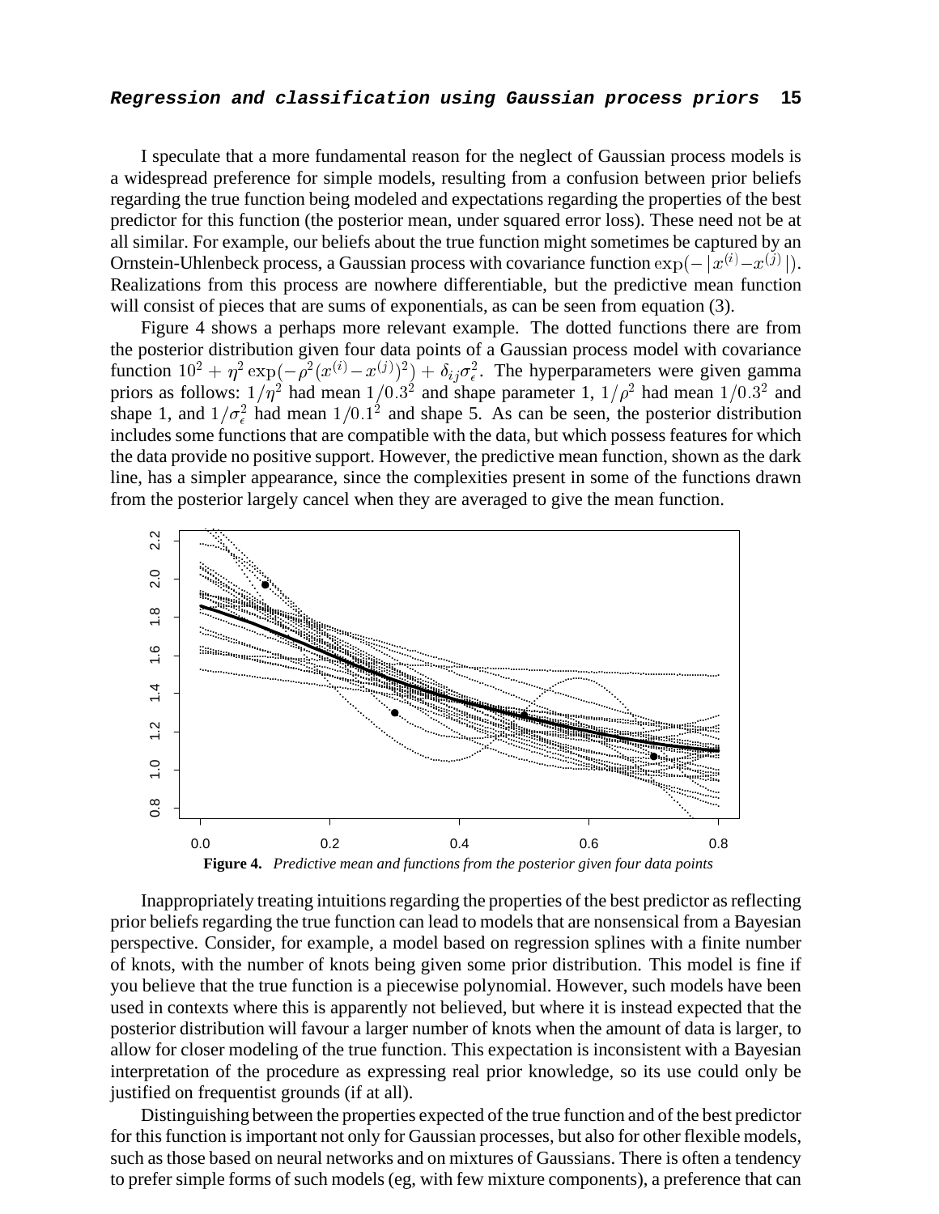I speculate that a more fundamental reason for the neglect of Gaussian process models is a widespread preference for simple models, resulting from a confusion between prior beliefs regarding the true function being modeled and expectations regarding the properties of the best predictor for this function (the posterior mean, under squared error loss). These need not be at all similar. For example, our beliefs about the true function might sometimes be captured by an Ornstein-Uhlenbeck process, a Gaussian process with covariance function $\exp(-|x^{(i)}-x^{(j)}|)$. Realizations from this process are nowhere differentiable, but the predictive mean function will consist of pieces that are sums of exponentials, as can be seen from equation (3).

Figure 4 shows a perhaps more relevant example. The dotted functions there are from the posterior distribution given four data points of a Gaussian process model with covariance function $10^2 + \eta^2 \exp(-\rho^2(x^{(i)}-x^{(j)})^2) + \delta_{ij}\sigma_\epsilon^2$. The hyperparameters were given gamma priors as follows: $1/\eta^2$ had mean $1/0.3^2$ and shape parameter 1, $1/\rho^2$ had mean $1/0.3^2$ and shape 1, and $1/\sigma_\epsilon^2$ had mean $1/0.1^2$ and shape 5. As can be seen, the posterior distribution includes some functions that are compatible with the data, but which possess features for which the data provide no positive support. However, the predictive mean function, shown as the dark line, has a simpler appearance, since the complexities present in some of the functions drawn from the posterior largely cancel when they are averaged to give the mean function.

**Figure 4.** *Predictive mean and functions from the posterior given four data points*

Inappropriately treating intuitions regarding the properties of the best predictor as reflecting prior beliefs regarding the true function can lead to models that are nonsensical from a Bayesian perspective. Consider, for example, a model based on regression splines with a finite number of knots, with the number of knots being given some prior distribution. This model is fine if you believe that the true function is a piecewise polynomial. However, such models have been used in contexts where this is apparently not believed, but where it is instead expected that the posterior distribution will favour a larger number of knots when the amount of data is larger, to allow for closer modeling of the true function. This expectation is inconsistent with a Bayesian interpretation of the procedure as expressing real prior knowledge, so its use could only be justified on frequentist grounds (if at all).

Distinguishing between the properties expected of the true function and of the best predictor for this function is important not only for Gaussian processes, but also for other flexible models, such as those based on neural networks and on mixtures of Gaussians. There is often a tendency to prefer simple forms of such models (eg, with few mixture components), a preference that can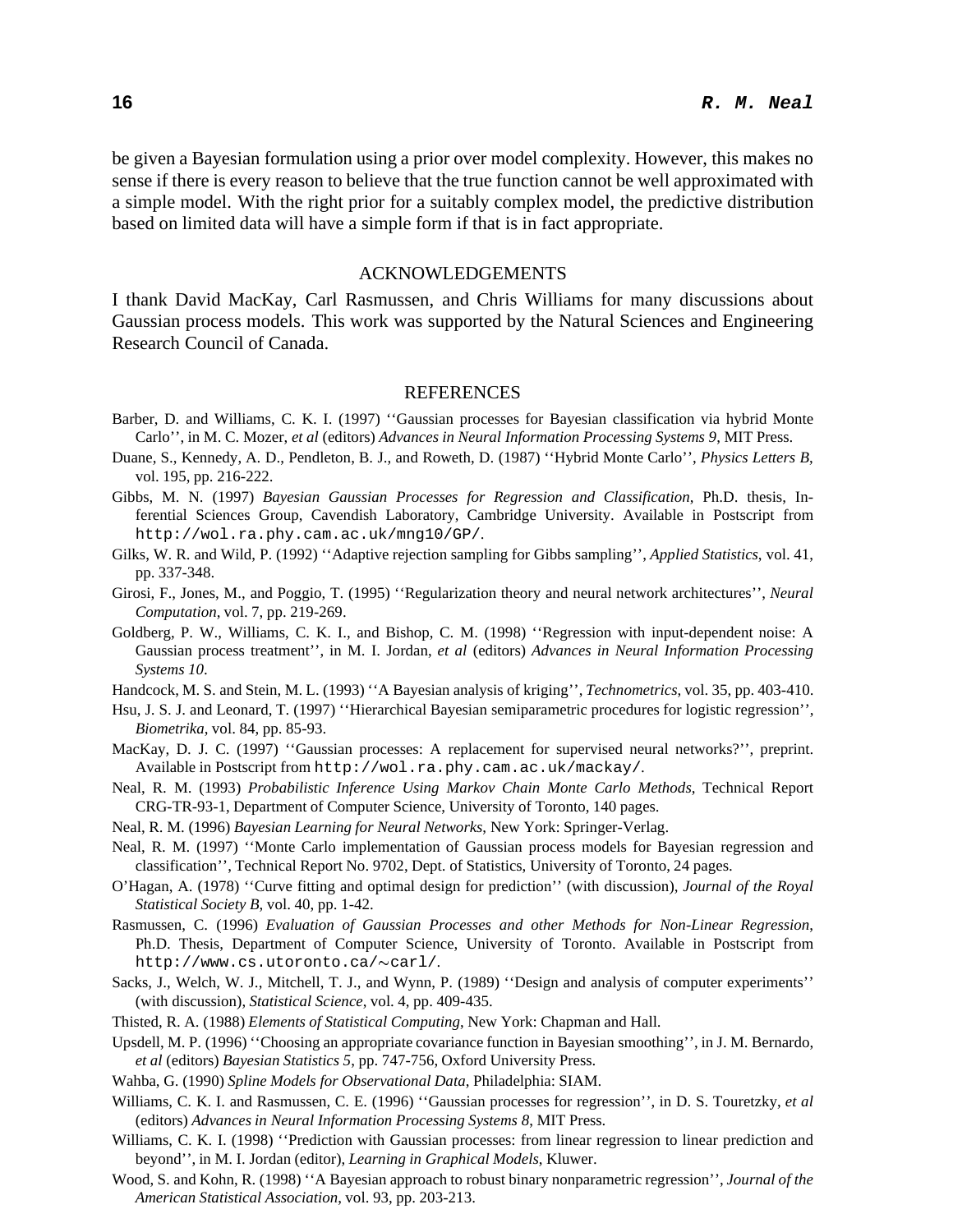be given a Bayesian formulation using a prior over model complexity. However, this makes no sense if there is every reason to believe that the true function cannot be well approximated with a simple model. With the right prior for a suitably complex model, the predictive distribution based on limited data will have a simple form if that is in fact appropriate.

## ACKNOWLEDGEMENTS

I thank David MacKay, Carl Rasmussen, and Chris Williams for many discussions about Gaussian process models. This work was supported by the Natural Sciences and Engineering Research Council of Canada.

## REFERENCES

Barber, D. and Williams, C. K. I. (1997) ''Gaussian processes for Bayesian classification via hybrid Monte Carlo'', in M. C. Mozer, *et al* (editors) *Advances in Neural Information Processing Systems 9*, MIT Press.

Duane, S., Kennedy, A. D., Pendleton, B. J., and Roweth, D. (1987) ''Hybrid Monte Carlo'', *Physics Letters B*, vol. 195, pp. 216-222.

Gibbs, M. N. (1997) *Bayesian Gaussian Processes for Regression and Classification*, Ph.D. thesis, Inferential Sciences Group, Cavendish Laboratory, Cambridge University. Available in Postscript from `http://wol.ra.phy.cam.ac.uk/mng10/GP/`.

Gilks, W. R. and Wild, P. (1992) ''Adaptive rejection sampling for Gibbs sampling'', *Applied Statistics*, vol. 41, pp. 337-348.

Girosi, F., Jones, M., and Poggio, T. (1995) ''Regularization theory and neural network architectures'', *Neural Computation*, vol. 7, pp. 219-269.

Goldberg, P. W., Williams, C. K. I., and Bishop, C. M. (1998) ''Regression with input-dependent noise: A Gaussian process treatment'', in M. I. Jordan, *et al* (editors) *Advances in Neural Information Processing Systems 10*.

Handcock, M. S. and Stein, M. L. (1993) ''A Bayesian analysis of kriging'', *Technometrics*, vol. 35, pp. 403-410.

Hsu, J. S. J. and Leonard, T. (1997) ''Hierarchical Bayesian semiparametric procedures for logistic regression'', *Biometrika*, vol. 84, pp. 85-93.

MacKay, D. J. C. (1997) ''Gaussian processes: A replacement for supervised neural networks?'', preprint. Available in Postscript from `http://wol.ra.phy.cam.ac.uk/mackay/`.

Neal, R. M. (1993) *Probabilistic Inference Using Markov Chain Monte Carlo Methods*, Technical Report CRG-TR-93-1, Department of Computer Science, University of Toronto, 140 pages.

Neal, R. M. (1996) *Bayesian Learning for Neural Networks*, New York: Springer-Verlag.

Neal, R. M. (1997) ''Monte Carlo implementation of Gaussian process models for Bayesian regression and classification'', Technical Report No. 9702, Dept. of Statistics, University of Toronto, 24 pages.

O'Hagan, A. (1978) ''Curve fitting and optimal design for prediction'' (with discussion), *Journal of the Royal Statistical Society B*, vol. 40, pp. 1-42.

Rasmussen, C. (1996) *Evaluation of Gaussian Processes and other Methods for Non-Linear Regression*, Ph.D. Thesis, Department of Computer Science, University of Toronto. Available in Postscript from `http://www.cs.utoronto.ca/~carl/`.

Sacks, J., Welch, W. J., Mitchell, T. J., and Wynn, P. (1989) ''Design and analysis of computer experiments'' (with discussion), *Statistical Science*, vol. 4, pp. 409-435.

Thisted, R. A. (1988) *Elements of Statistical Computing*, New York: Chapman and Hall.

Upsdell, M. P. (1996) ''Choosing an appropriate covariance function in Bayesian smoothing'', in J. M. Bernardo, *et al* (editors) *Bayesian Statistics 5*, pp. 747-756, Oxford University Press.

Wahba, G. (1990) *Spline Models for Observational Data*, Philadelphia: SIAM.

Williams, C. K. I. and Rasmussen, C. E. (1996) ''Gaussian processes for regression'', in D. S. Touretzky, *et al* (editors) *Advances in Neural Information Processing Systems 8*, MIT Press.

Williams, C. K. I. (1998) ''Prediction with Gaussian processes: from linear regression to linear prediction and beyond'', in M. I. Jordan (editor), *Learning in Graphical Models*, Kluwer.

Wood, S. and Kohn, R. (1998) ''A Bayesian approach to robust binary nonparametric regression'', *Journal of the American Statistical Association*, vol. 93, pp. 203-213.